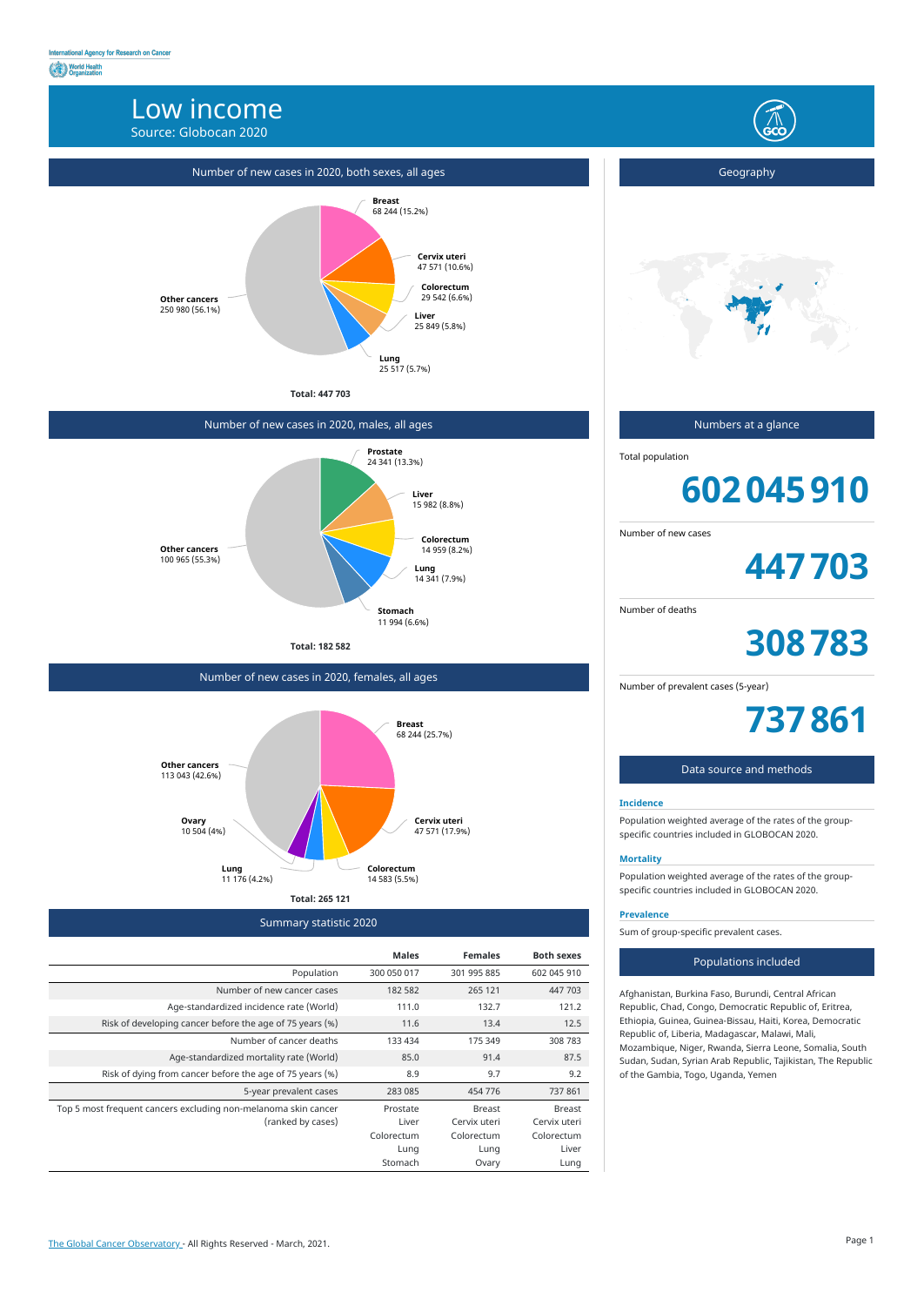# Low income

Source: Globocan 2020

## Number of new cases in 2020, both sexes, all ages

**Breast** 68 244 (15.2%)

**Cervix uteri** 47 571 (10.6%)

**Colorectum** 29 542 (6.6%)

**Liver** 25 849 (5.8%)

**Lung** 25 517 (5.7%)

**Other cancers** 250 980 (56.1%)

**Total: 447 703**

## Number of new cases in 2020, males, all ages

**Prostate** 24 341 (13.3%)

**Liver** 15 982 (8.8%)

**Colorectum** 14 959 (8.2%)

**Lung** 14 341 (7.9%)

**Stomach** 11 994 (6.6%)

**Other cancers** 100 965 (55.3%)

**Total: 182 582**

## Number of new cases in 2020, females, all ages

**Breast** 68 244 (25.7%)

**Cervix uteri** 47 571 (17.9%)

**Colorectum** 14 583 (5.5%)

**Lung** 11 176 (4.2%)

**Ovary** 10 504 (4%)

**Other cancers** 113 043 (42.6%)

**Total: 265 121**

## Summary statistic 2020

| | Males | Females | Both sexes |
|---|---|---|---|
| Population | 300 050 017 | 301 995 885 | 602 045 910 |
| Number of new cancer cases | 182 582 | 265 121 | 447 703 |
| Age-standardized incidence rate (World) | 111.0 | 132.7 | 121.2 |
| Risk of developing cancer before the age of 75 years (%) | 11.6 | 13.4 | 12.5 |
| Number of cancer deaths | 133 434 | 175 349 | 308 783 |
| Age-standardized mortality rate (World) | 85.0 | 91.4 | 87.5 |
| Risk of dying from cancer before the age of 75 years (%) | 8.9 | 9.7 | 9.2 |
| 5-year prevalent cases | 283 085 | 454 776 | 737 861 |
| Top 5 most frequent cancers excluding non-melanoma skin cancer (ranked by cases) | Prostate, Liver, Colorectum, Lung, Stomach | Breast, Cervix uteri, Colorectum, Lung, Ovary | Breast, Cervix uteri, Colorectum, Liver, Lung |

## Geography

## Numbers at a glance

Total population

**602 045 910**

Number of new cases

**447 703**

Number of deaths

**308 783**

Number of prevalent cases (5-year)

**737 861**

## Data source and methods

**Incidence**

Population weighted average of the rates of the group-specific countries included in GLOBOCAN 2020.

**Mortality**

Population weighted average of the rates of the group-specific countries included in GLOBOCAN 2020.

**Prevalence**

Sum of group-specific prevalent cases.

## Populations included

Afghanistan, Burkina Faso, Burundi, Central African Republic, Chad, Congo, Democratic Republic of, Eritrea, Ethiopia, Guinea, Guinea-Bissau, Haiti, Korea, Democratic Republic of, Liberia, Madagascar, Malawi, Mali, Mozambique, Niger, Rwanda, Sierra Leone, Somalia, South Sudan, Sudan, Syrian Arab Republic, Tajikistan, The Republic of the Gambia, Togo, Uganda, Yemen

The Global Cancer Observatory - All Rights Reserved - March, 2021.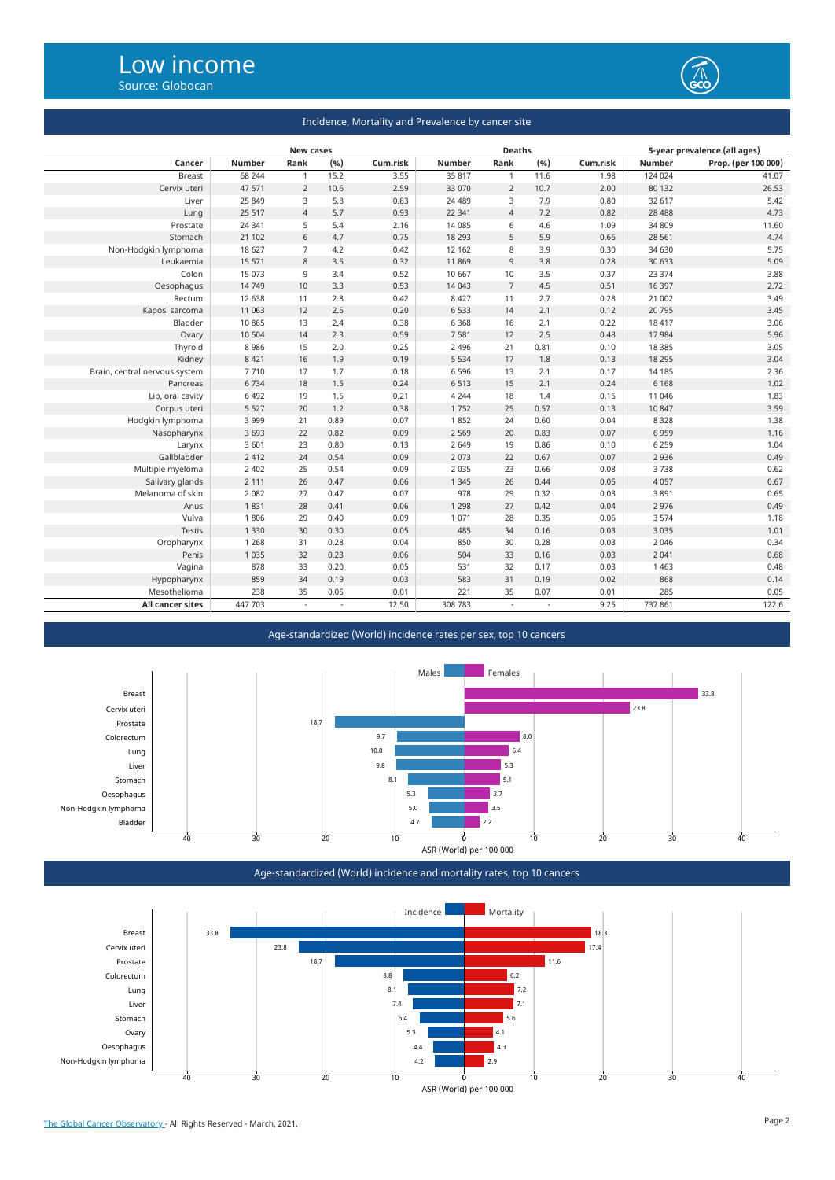# Low income

Source: Globocan

## Incidence, Mortality and Prevalence by cancer site

| | New cases | | | | Deaths | | | | 5-year prevalence (all ages) | |
|---|---|---|---|---|---|---|---|---|---|---|
| **Cancer** | **Number** | **Rank** | **(%)** | **Cum.risk** | **Number** | **Rank** | **(%)** | **Cum.risk** | **Number** | **Prop. (per 100 000)** |
| Breast | 68 244 | 1 | 15.2 | 3.55 | 35 817 | 1 | 11.6 | 1.98 | 124 024 | 41.07 |
| Cervix uteri | 47 571 | 2 | 10.6 | 2.59 | 33 070 | 2 | 10.7 | 2.00 | 80 132 | 26.53 |
| Liver | 25 849 | 3 | 5.8 | 0.83 | 24 489 | 3 | 7.9 | 0.80 | 32 617 | 5.42 |
| Lung | 25 517 | 4 | 5.7 | 0.93 | 22 341 | 4 | 7.2 | 0.82 | 28 488 | 4.73 |
| Prostate | 24 341 | 5 | 5.4 | 2.16 | 14 085 | 6 | 4.6 | 1.09 | 34 809 | 11.60 |
| Stomach | 21 102 | 6 | 4.7 | 0.75 | 18 293 | 5 | 5.9 | 0.66 | 28 561 | 4.74 |
| Non-Hodgkin lymphoma | 18 627 | 7 | 4.2 | 0.42 | 12 162 | 8 | 3.9 | 0.30 | 34 630 | 5.75 |
| Leukaemia | 15 571 | 8 | 3.5 | 0.32 | 11 869 | 9 | 3.8 | 0.28 | 30 633 | 5.09 |
| Colon | 15 073 | 9 | 3.4 | 0.52 | 10 667 | 10 | 3.5 | 0.37 | 23 374 | 3.88 |
| Oesophagus | 14 749 | 10 | 3.3 | 0.53 | 14 043 | 7 | 4.5 | 0.51 | 16 397 | 2.72 |
| Rectum | 12 638 | 11 | 2.8 | 0.42 | 8 427 | 11 | 2.7 | 0.28 | 21 002 | 3.49 |
| Kaposi sarcoma | 11 063 | 12 | 2.5 | 0.20 | 6 533 | 14 | 2.1 | 0.12 | 20 795 | 3.45 |
| Bladder | 10 865 | 13 | 2.4 | 0.38 | 6 368 | 16 | 2.1 | 0.22 | 18 417 | 3.06 |
| Ovary | 10 504 | 14 | 2.3 | 0.59 | 7 581 | 12 | 2.5 | 0.48 | 17 984 | 5.96 |
| Thyroid | 8 986 | 15 | 2.0 | 0.25 | 2 496 | 21 | 0.81 | 0.10 | 18 385 | 3.05 |
| Kidney | 8 421 | 16 | 1.9 | 0.19 | 5 534 | 17 | 1.8 | 0.13 | 18 295 | 3.04 |
| Brain, central nervous system | 7 710 | 17 | 1.7 | 0.18 | 6 596 | 13 | 2.1 | 0.17 | 14 185 | 2.36 |
| Pancreas | 6 734 | 18 | 1.5 | 0.24 | 6 513 | 15 | 2.1 | 0.24 | 6 168 | 1.02 |
| Lip, oral cavity | 6 492 | 19 | 1.5 | 0.21 | 4 244 | 18 | 1.4 | 0.15 | 11 046 | 1.83 |
| Corpus uteri | 5 527 | 20 | 1.2 | 0.38 | 1 752 | 25 | 0.57 | 0.13 | 10 847 | 3.59 |
| Hodgkin lymphoma | 3 999 | 21 | 0.89 | 0.07 | 1 852 | 24 | 0.60 | 0.04 | 8 328 | 1.38 |
| Nasopharynx | 3 693 | 22 | 0.82 | 0.09 | 2 569 | 20 | 0.83 | 0.07 | 6 959 | 1.16 |
| Larynx | 3 601 | 23 | 0.80 | 0.13 | 2 649 | 19 | 0.86 | 0.10 | 6 259 | 1.04 |
| Gallbladder | 2 412 | 24 | 0.54 | 0.09 | 2 073 | 22 | 0.67 | 0.07 | 2 936 | 0.49 |
| Multiple myeloma | 2 402 | 25 | 0.54 | 0.09 | 2 035 | 23 | 0.66 | 0.08 | 3 738 | 0.62 |
| Salivary glands | 2 111 | 26 | 0.47 | 0.06 | 1 345 | 26 | 0.44 | 0.05 | 4 057 | 0.67 |
| Melanoma of skin | 2 082 | 27 | 0.47 | 0.07 | 978 | 29 | 0.32 | 0.03 | 3 891 | 0.65 |
| Anus | 1 831 | 28 | 0.41 | 0.06 | 1 298 | 27 | 0.42 | 0.04 | 2 976 | 0.49 |
| Vulva | 1 806 | 29 | 0.40 | 0.09 | 1 071 | 28 | 0.35 | 0.06 | 3 574 | 1.18 |
| Testis | 1 330 | 30 | 0.30 | 0.05 | 485 | 34 | 0.16 | 0.03 | 3 035 | 1.01 |
| Oropharynx | 1 268 | 31 | 0.28 | 0.04 | 850 | 30 | 0.28 | 0.03 | 2 046 | 0.34 |
| Penis | 1 035 | 32 | 0.23 | 0.06 | 504 | 33 | 0.16 | 0.03 | 2 041 | 0.68 |
| Vagina | 878 | 33 | 0.20 | 0.05 | 531 | 32 | 0.17 | 0.03 | 1 463 | 0.48 |
| Hypopharynx | 859 | 34 | 0.19 | 0.03 | 583 | 31 | 0.19 | 0.02 | 868 | 0.14 |
| Mesothelioma | 238 | 35 | 0.05 | 0.01 | 221 | 35 | 0.07 | 0.01 | 285 | 0.05 |
| **All cancer sites** | 447 703 | - | - | 12.50 | 308 783 | - | - | 9.25 | 737 861 | 122.6 |

## Age-standardized (World) incidence rates per sex, top 10 cancers

Males | Females

Breast 33.8
Cervix uteri 23.8
Prostate 18.7
Colorectum 9.7 | 8.0
Lung 10.0 | 6.4
Liver 9.8 | 5.3
Stomach 8.1 | 5.1
Oesophagus 5.3 | 3.7
Non-Hodgkin lymphoma 5.0 | 3.5
Bladder 4.7 | 2.2

40 30 20 10 0 10 20 30 40
ASR (World) per 100 000

## Age-standardized (World) incidence and mortality rates, top 10 cancers

Incidence | Mortality

Breast 33.8 | 18.3
Cervix uteri 23.8 | 17.4
Prostate 18.7 | 11.6
Colorectum 8.8 | 6.2
Lung 8.1 | 7.2
Liver 7.4 | 7.1
Stomach 6.4 | 5.6
Ovary 5.3 | 4.1
Oesophagus 4.4 | 4.3
Non-Hodgkin lymphoma 4.2 | 2.9

40 30 20 10 0 10 20 30 40
ASR (World) per 100 000

The Global Cancer Observatory - All Rights Reserved - March, 2021.